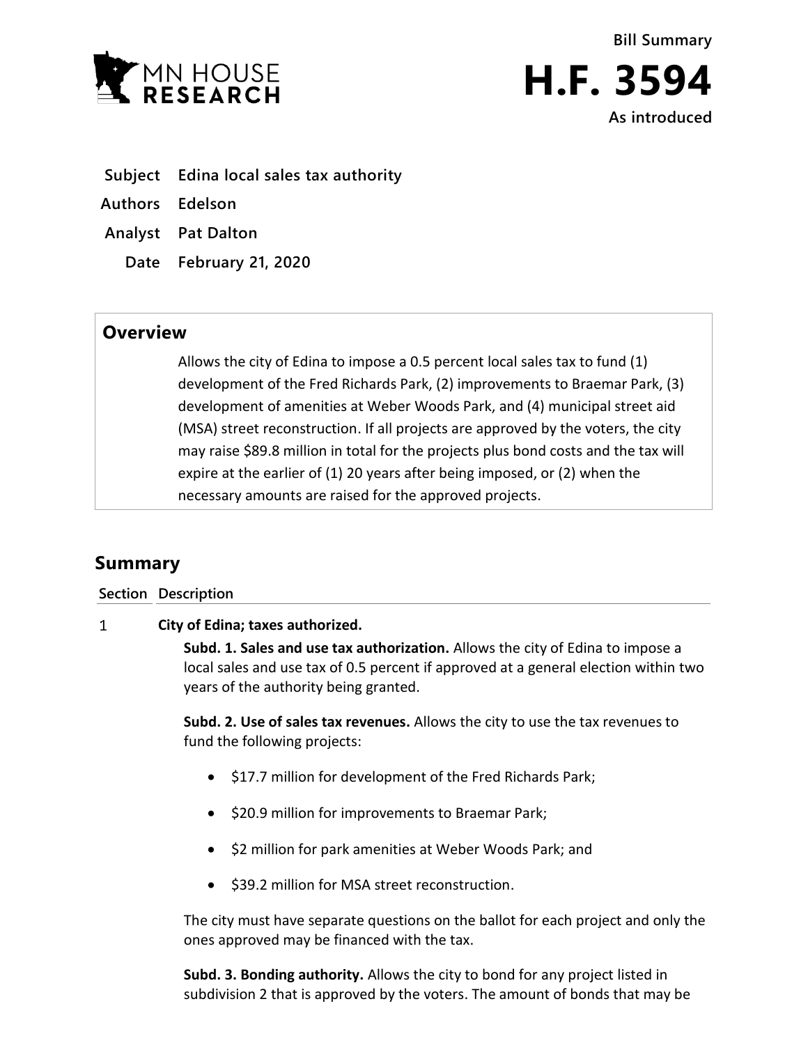Bill Summary

# H.F. 3594

As introduced

**Subject** Edina local sales tax authority

**Authors** Edelson

**Analyst** Pat Dalton

**Date** February 21, 2020

## Overview

Allows the city of Edina to impose a 0.5 percent local sales tax to fund (1) development of the Fred Richards Park, (2) improvements to Braemar Park, (3) development of amenities at Weber Woods Park, and (4) municipal street aid (MSA) street reconstruction. If all projects are approved by the voters, the city may raise $89.8 million in total for the projects plus bond costs and the tax will expire at the earlier of (1) 20 years after being imposed, or (2) when the necessary amounts are raised for the approved projects.

## Summary

| Section | Description |
|---|---|
| 1 | **City of Edina; taxes authorized.** |

**Subd. 1. Sales and use tax authorization.** Allows the city of Edina to impose a local sales and use tax of 0.5 percent if approved at a general election within two years of the authority being granted.

**Subd. 2. Use of sales tax revenues.** Allows the city to use the tax revenues to fund the following projects:

- $17.7 million for development of the Fred Richards Park;
- $20.9 million for improvements to Braemar Park;
- $2 million for park amenities at Weber Woods Park; and
- $39.2 million for MSA street reconstruction.

The city must have separate questions on the ballot for each project and only the ones approved may be financed with the tax.

**Subd. 3. Bonding authority.** Allows the city to bond for any project listed in subdivision 2 that is approved by the voters. The amount of bonds that may be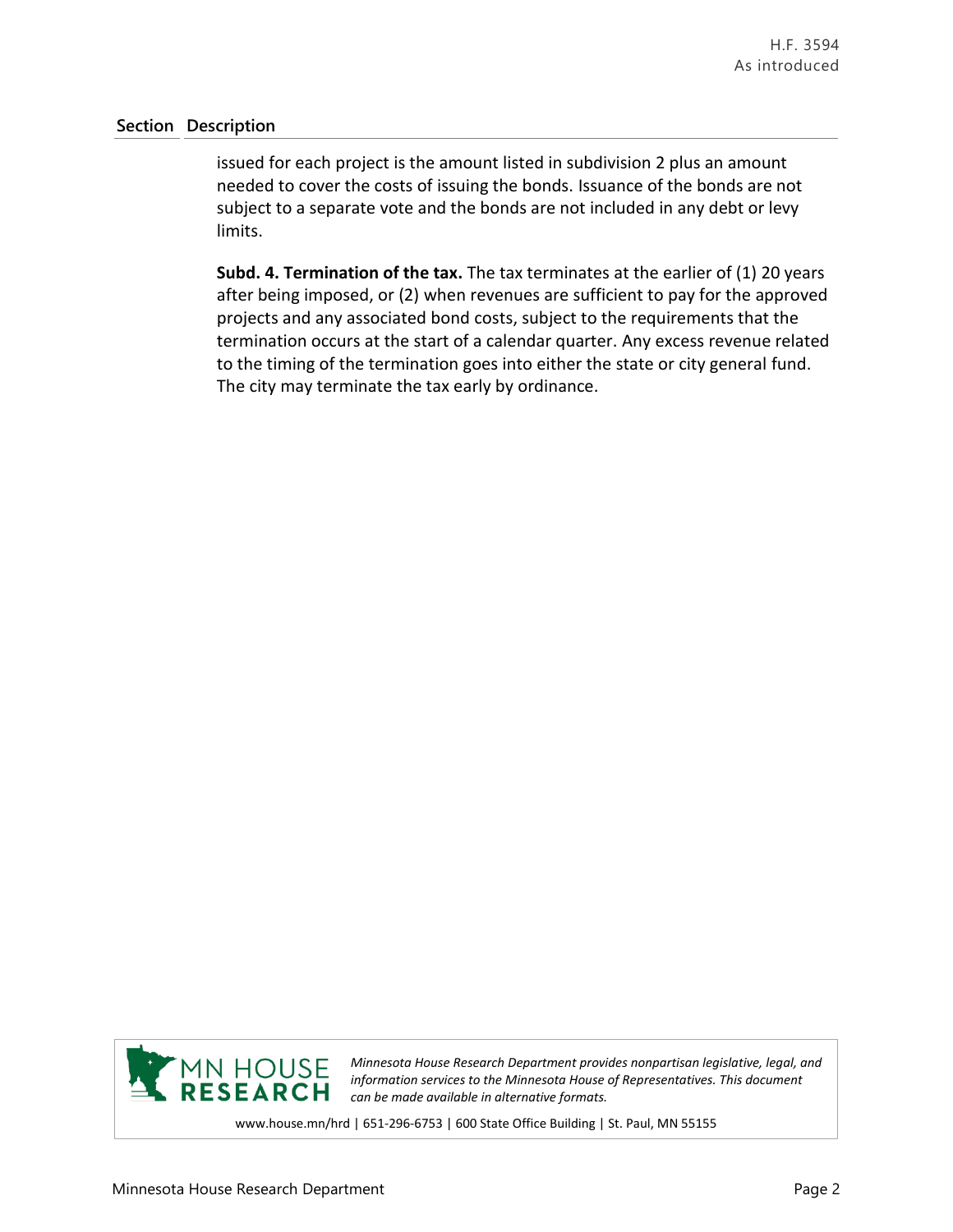| Section | Description |
|---|---|
| | issued for each project is the amount listed in subdivision 2 plus an amount needed to cover the costs of issuing the bonds. Issuance of the bonds are not subject to a separate vote and the bonds are not included in any debt or levy limits. |
| | **Subd. 4. Termination of the tax.** The tax terminates at the earlier of (1) 20 years after being imposed, or (2) when revenues are sufficient to pay for the approved projects and any associated bond costs, subject to the requirements that the termination occurs at the start of a calendar quarter. Any excess revenue related to the timing of the termination goes into either the state or city general fund. The city may terminate the tax early by ordinance. |

MN HOUSE RESEARCH

*Minnesota House Research Department provides nonpartisan legislative, legal, and information services to the Minnesota House of Representatives. This document can be made available in alternative formats.*

www.house.mn/hrd | 651-296-6753 | 600 State Office Building | St. Paul, MN 55155